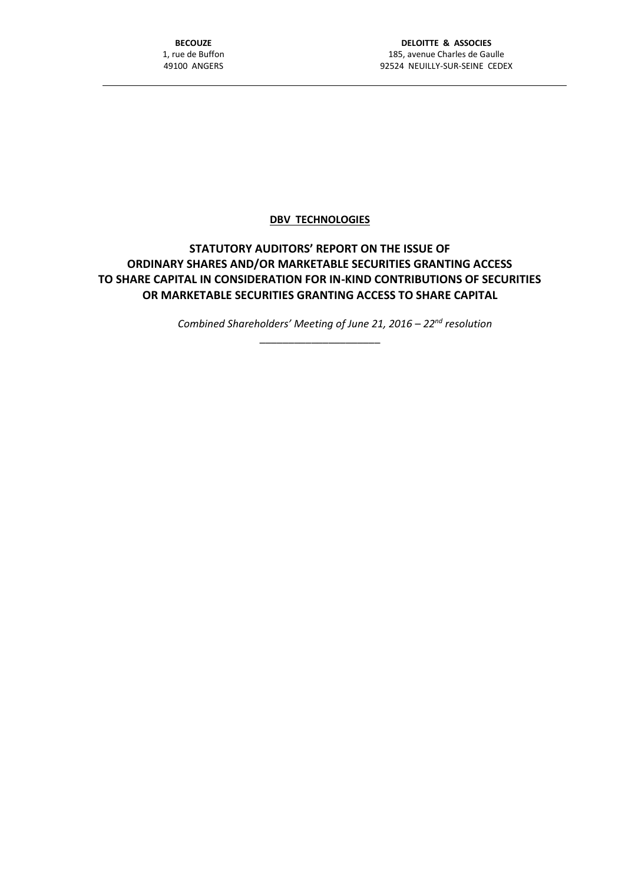**BECOUZE**
1, rue de Buffon
49100 ANGERS

**DELOITTE & ASSOCIES**
185, avenue Charles de Gaulle
92524 NEUILLY-SUR-SEINE CEDEX

---

**DBV TECHNOLOGIES**

# STATUTORY AUDITORS' REPORT ON THE ISSUE OF ORDINARY SHARES AND/OR MARKETABLE SECURITIES GRANTING ACCESS TO SHARE CAPITAL IN CONSIDERATION FOR IN-KIND CONTRIBUTIONS OF SECURITIES OR MARKETABLE SECURITIES GRANTING ACCESS TO SHARE CAPITAL

*Combined Shareholders' Meeting of June 21, 2016 – 22nd resolution*

---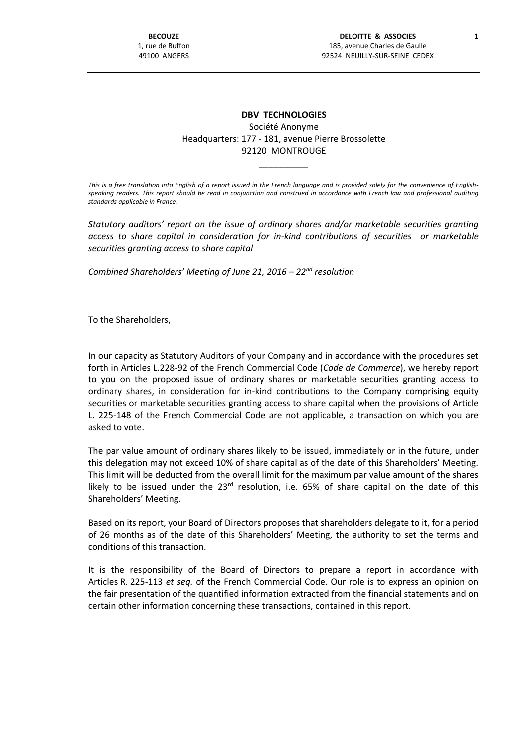**BECOUZE**
1, rue de Buffon
49100 ANGERS

**DELOITTE & ASSOCIES**
185, avenue Charles de Gaulle
92524 NEUILLY-SUR-SEINE CEDEX

**DBV TECHNOLOGIES**

Société Anonyme

Headquarters: 177 - 181, avenue Pierre Brossolette

92120 MONTROUGE

\_\_\_\_\_\_\_\_\_\_

*This is a free translation into English of a report issued in the French language and is provided solely for the convenience of English-speaking readers. This report should be read in conjunction and construed in accordance with French law and professional auditing standards applicable in France.*

*Statutory auditors' report on the issue of ordinary shares and/or marketable securities granting access to share capital in consideration for in-kind contributions of securities or marketable securities granting access to share capital*

*Combined Shareholders' Meeting of June 21, 2016 – 22nd resolution*

To the Shareholders,

In our capacity as Statutory Auditors of your Company and in accordance with the procedures set forth in Articles L.228-92 of the French Commercial Code (*Code de Commerce*), we hereby report to you on the proposed issue of ordinary shares or marketable securities granting access to ordinary shares, in consideration for in-kind contributions to the Company comprising equity securities or marketable securities granting access to share capital when the provisions of Article L. 225-148 of the French Commercial Code are not applicable, a transaction on which you are asked to vote.

The par value amount of ordinary shares likely to be issued, immediately or in the future, under this delegation may not exceed 10% of share capital as of the date of this Shareholders' Meeting. This limit will be deducted from the overall limit for the maximum par value amount of the shares likely to be issued under the 23rd resolution, i.e. 65% of share capital on the date of this Shareholders' Meeting.

Based on its report, your Board of Directors proposes that shareholders delegate to it, for a period of 26 months as of the date of this Shareholders' Meeting, the authority to set the terms and conditions of this transaction.

It is the responsibility of the Board of Directors to prepare a report in accordance with Articles R. 225-113 *et seq.* of the French Commercial Code. Our role is to express an opinion on the fair presentation of the quantified information extracted from the financial statements and on certain other information concerning these transactions, contained in this report.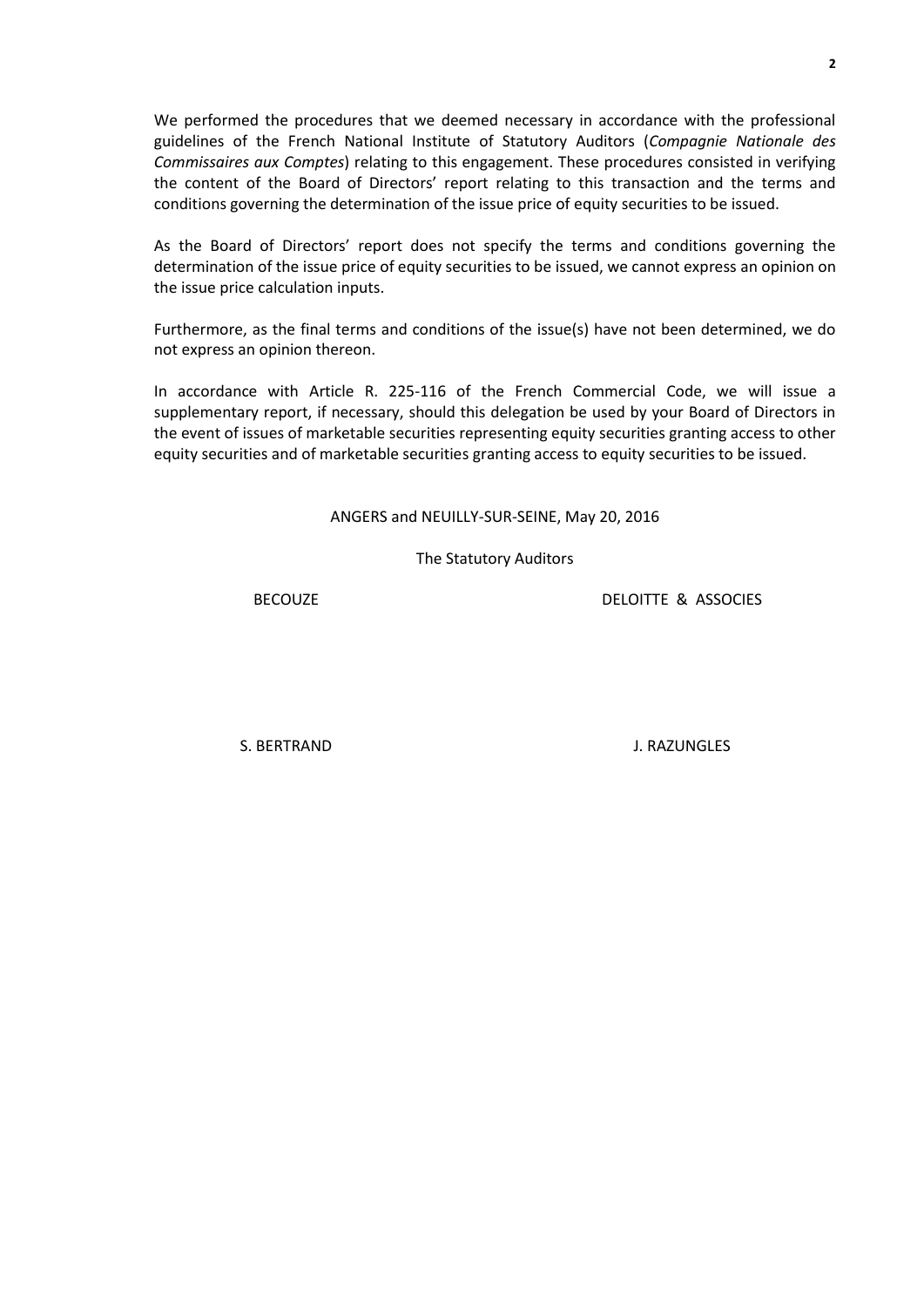We performed the procedures that we deemed necessary in accordance with the professional guidelines of the French National Institute of Statutory Auditors (*Compagnie Nationale des Commissaires aux Comptes*) relating to this engagement. These procedures consisted in verifying the content of the Board of Directors' report relating to this transaction and the terms and conditions governing the determination of the issue price of equity securities to be issued.

As the Board of Directors' report does not specify the terms and conditions governing the determination of the issue price of equity securities to be issued, we cannot express an opinion on the issue price calculation inputs.

Furthermore, as the final terms and conditions of the issue(s) have not been determined, we do not express an opinion thereon.

In accordance with Article R. 225-116 of the French Commercial Code, we will issue a supplementary report, if necessary, should this delegation be used by your Board of Directors in the event of issues of marketable securities representing equity securities granting access to other equity securities and of marketable securities granting access to equity securities to be issued.

ANGERS and NEUILLY-SUR-SEINE, May 20, 2016

The Statutory Auditors

BECOUZE

S. BERTRAND

DELOITTE & ASSOCIES

J. RAZUNGLES